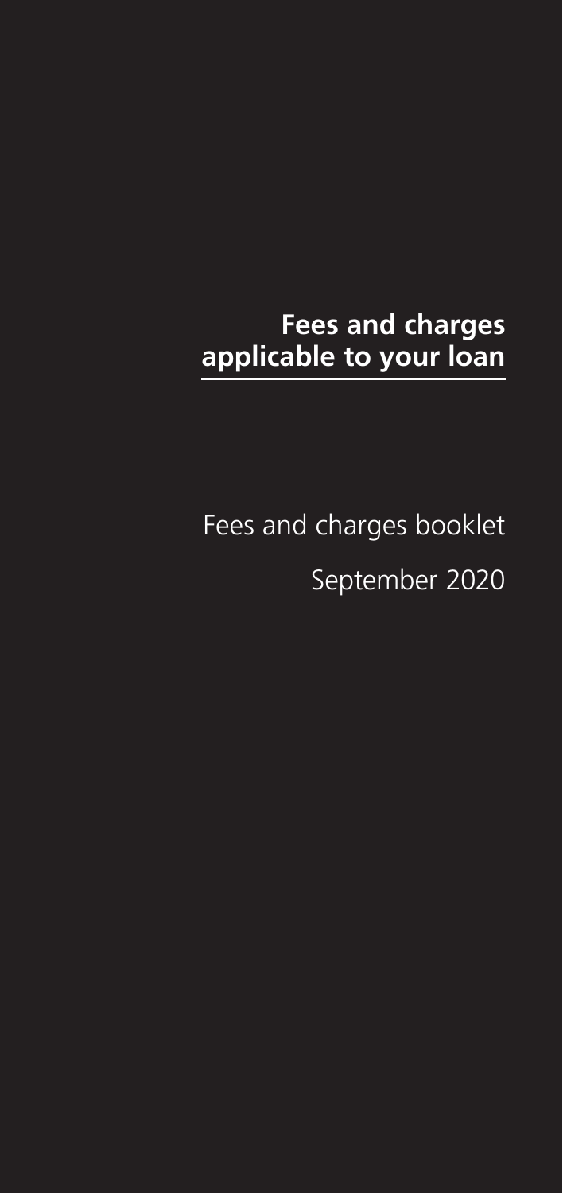# Fees and charges applicable to your loan

Fees and charges booklet

September 2020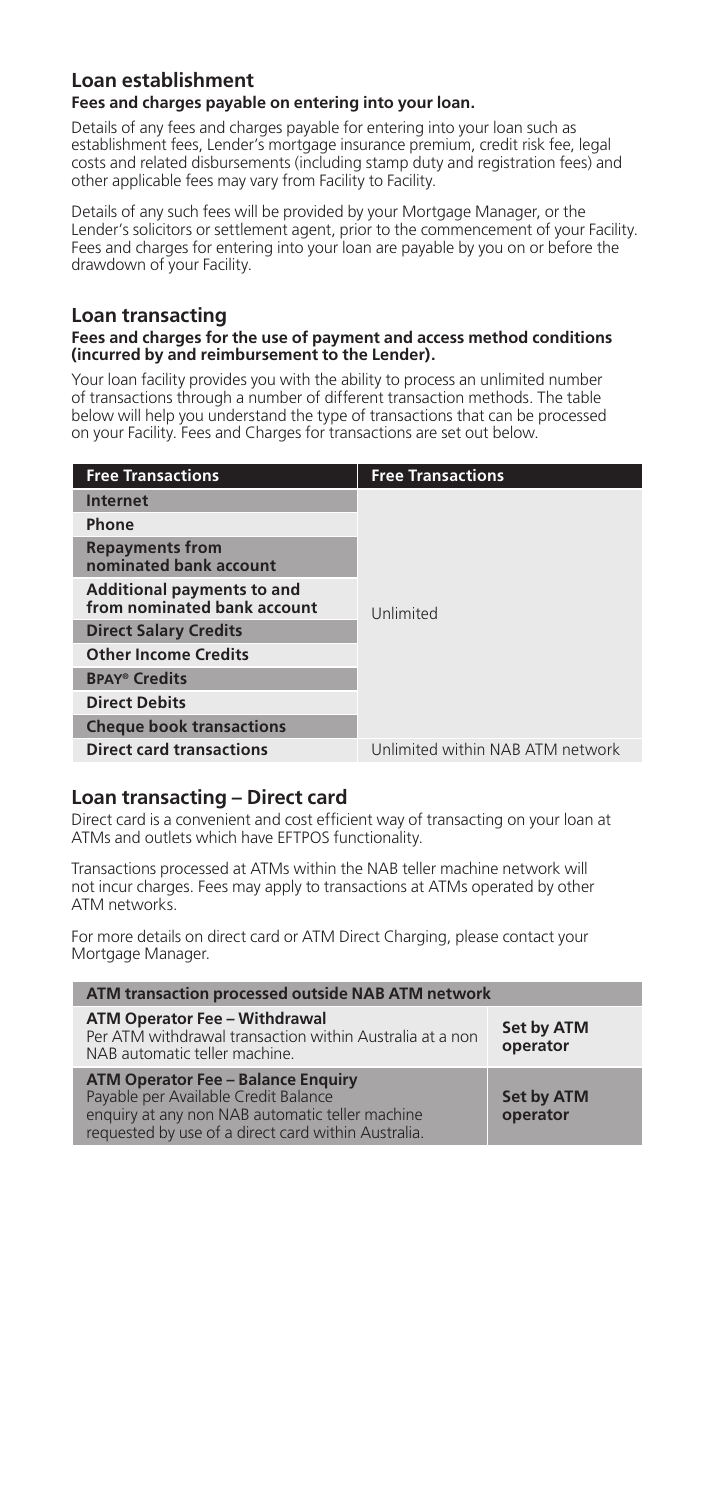## Loan establishment

**Fees and charges payable on entering into your loan.**

Details of any fees and charges payable for entering into your loan such as establishment fees, Lender's mortgage insurance premium, credit risk fee, legal costs and related disbursements (including stamp duty and registration fees) and other applicable fees may vary from Facility to Facility.

Details of any such fees will be provided by your Mortgage Manager, or the Lender's solicitors or settlement agent, prior to the commencement of your Facility. Fees and charges for entering into your loan are payable by you on or before the drawdown of your Facility.

## Loan transacting

**Fees and charges for the use of payment and access method conditions (incurred by and reimbursement to the Lender).**

Your loan facility provides you with the ability to process an unlimited number of transactions through a number of different transaction methods. The table below will help you understand the type of transactions that can be processed on your Facility. Fees and Charges for transactions are set out below.

| Free Transactions | Free Transactions |
|---|---|
| **Internet** | Unlimited |
| **Phone** | |
| **Repayments from nominated bank account** | |
| **Additional payments to and from nominated bank account** | |
| **Direct Salary Credits** | |
| **Other Income Credits** | |
| **BPAY® Credits** | |
| **Direct Debits** | |
| **Cheque book transactions** | |
| **Direct card transactions** | Unlimited within NAB ATM network |

## Loan transacting – Direct card

Direct card is a convenient and cost efficient way of transacting on your loan at ATMs and outlets which have EFTPOS functionality.

Transactions processed at ATMs within the NAB teller machine network will not incur charges. Fees may apply to transactions at ATMs operated by other ATM networks.

For more details on direct card or ATM Direct Charging, please contact your Mortgage Manager.

| ATM transaction processed outside NAB ATM network | |
|---|---|
| **ATM Operator Fee – Withdrawal**<br>Per ATM withdrawal transaction within Australia at a non NAB automatic teller machine. | **Set by ATM operator** |
| **ATM Operator Fee – Balance Enquiry**<br>Payable per Available Credit Balance enquiry at any non NAB automatic teller machine requested by use of a direct card within Australia. | **Set by ATM operator** |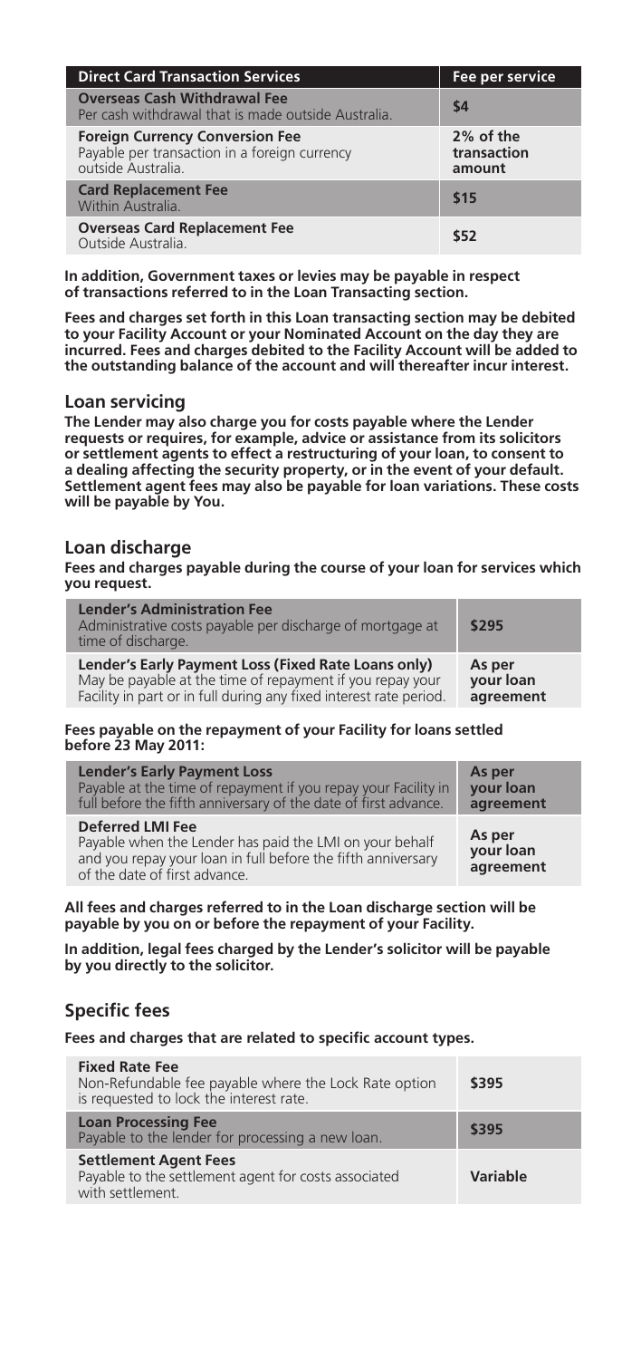| Direct Card Transaction Services | Fee per service |
|---|---|
| **Overseas Cash Withdrawal Fee**<br>Per cash withdrawal that is made outside Australia. | **$4** |
| **Foreign Currency Conversion Fee**<br>Payable per transaction in a foreign currency outside Australia. | **2% of the transaction amount** |
| **Card Replacement Fee**<br>Within Australia. | **$15** |
| **Overseas Card Replacement Fee**<br>Outside Australia. | **$52** |

**In addition, Government taxes or levies may be payable in respect of transactions referred to in the Loan Transacting section.**

**Fees and charges set forth in this Loan transacting section may be debited to your Facility Account or your Nominated Account on the day they are incurred. Fees and charges debited to the Facility Account will be added to the outstanding balance of the account and will thereafter incur interest.**

## Loan servicing

**The Lender may also charge you for costs payable where the Lender requests or requires, for example, advice or assistance from its solicitors or settlement agents to effect a restructuring of your loan, to consent to a dealing affecting the security property, or in the event of your default. Settlement agent fees may also be payable for loan variations. These costs will be payable by You.**

## Loan discharge

**Fees and charges payable during the course of your loan for services which you request.**

| | |
|---|---|
| **Lender's Administration Fee**<br>Administrative costs payable per discharge of mortgage at time of discharge. | **$295** |
| **Lender's Early Payment Loss (Fixed Rate Loans only)**<br>May be payable at the time of repayment if you repay your Facility in part or in full during any fixed interest rate period. | **As per your loan agreement** |

**Fees payable on the repayment of your Facility for loans settled before 23 May 2011:**

| | |
|---|---|
| **Lender's Early Payment Loss**<br>Payable at the time of repayment if you repay your Facility in full before the fifth anniversary of the date of first advance. | **As per your loan agreement** |
| **Deferred LMI Fee**<br>Payable when the Lender has paid the LMI on your behalf and you repay your loan in full before the fifth anniversary of the date of first advance. | **As per your loan agreement** |

**All fees and charges referred to in the Loan discharge section will be payable by you on or before the repayment of your Facility.**

**In addition, legal fees charged by the Lender's solicitor will be payable by you directly to the solicitor.**

## Specific fees

**Fees and charges that are related to specific account types.**

| | |
|---|---|
| **Fixed Rate Fee**<br>Non-Refundable fee payable where the Lock Rate option is requested to lock the interest rate. | **$395** |
| **Loan Processing Fee**<br>Payable to the lender for processing a new loan. | **$395** |
| **Settlement Agent Fees**<br>Payable to the settlement agent for costs associated with settlement. | **Variable** |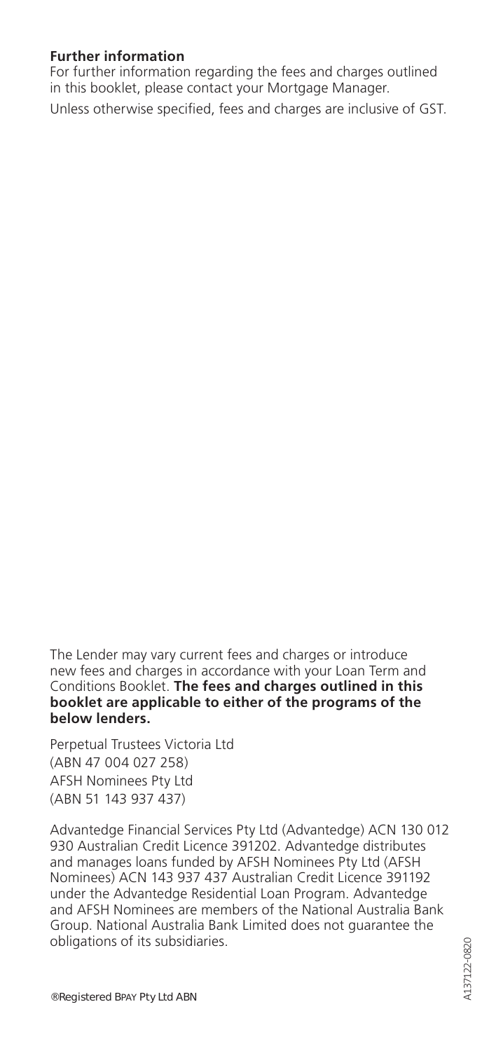**Further information**

For further information regarding the fees and charges outlined in this booklet, please contact your Mortgage Manager.

Unless otherwise specified, fees and charges are inclusive of GST.

The Lender may vary current fees and charges or introduce new fees and charges in accordance with your Loan Term and Conditions Booklet. **The fees and charges outlined in this booklet are applicable to either of the programs of the below lenders.**

Perpetual Trustees Victoria Ltd
(ABN 47 004 027 258)
AFSH Nominees Pty Ltd
(ABN 51 143 937 437)

Advantedge Financial Services Pty Ltd (Advantedge) ACN 130 012 930 Australian Credit Licence 391202. Advantedge distributes and manages loans funded by AFSH Nominees Pty Ltd (AFSH Nominees) ACN 143 937 437 Australian Credit Licence 391192 under the Advantedge Residential Loan Program. Advantedge and AFSH Nominees are members of the National Australia Bank Group. National Australia Bank Limited does not guarantee the obligations of its subsidiaries.

®Registered BPAY Pty Ltd ABN

A137122-0820